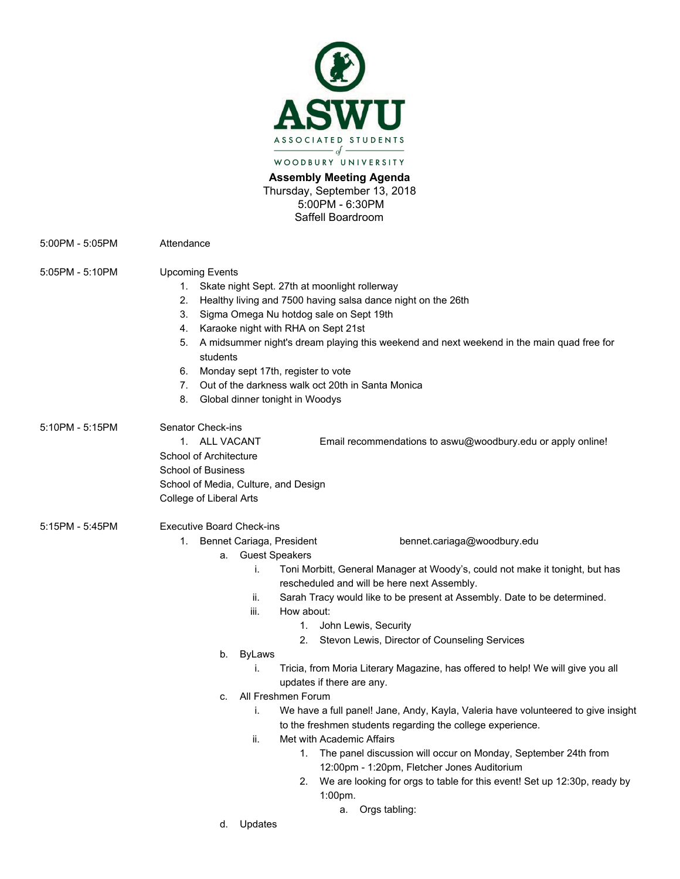ASWU

ASSOCIATED STUDENTS of WOODBURY UNIVERSITY

**Assembly Meeting Agenda**
Thursday, September 13, 2018
5:00PM - 6:30PM
Saffell Boardroom

5:00PM - 5:05PM Attendance

5:05PM - 5:10PM Upcoming Events

1. Skate night Sept. 27th at moonlight rollerway
2. Healthy living and 7500 having salsa dance night on the 26th
3. Sigma Omega Nu hotdog sale on Sept 19th
4. Karaoke night with RHA on Sept 21st
5. A midsummer night's dream playing this weekend and next weekend in the main quad free for students
6. Monday sept 17th, register to vote
7. Out of the darkness walk oct 20th in Santa Monica
8. Global dinner tonight in Woodys

5:10PM - 5:15PM Senator Check-ins

1. ALL VACANT — Email recommendations to aswu@woodbury.edu or apply online!

School of Architecture
School of Business
School of Media, Culture, and Design
College of Liberal Arts

5:15PM - 5:45PM Executive Board Check-ins

1. Bennet Cariaga, President — bennet.cariaga@woodbury.edu
    a. Guest Speakers
        i. Toni Morbitt, General Manager at Woody's, could not make it tonight, but has rescheduled and will be here next Assembly.
        ii. Sarah Tracy would like to be present at Assembly. Date to be determined.
        iii. How about:
            1. John Lewis, Security
            2. Stevon Lewis, Director of Counseling Services
    b. ByLaws
        i. Tricia, from Moria Literary Magazine, has offered to help! We will give you all updates if there are any.
    c. All Freshmen Forum
        i. We have a full panel! Jane, Andy, Kayla, Valeria have volunteered to give insight to the freshmen students regarding the college experience.
        ii. Met with Academic Affairs
            1. The panel discussion will occur on Monday, September 24th from 12:00pm - 1:20pm, Fletcher Jones Auditorium
            2. We are looking for orgs to table for this event! Set up 12:30p, ready by 1:00pm.
                a. Orgs tabling:
    d. Updates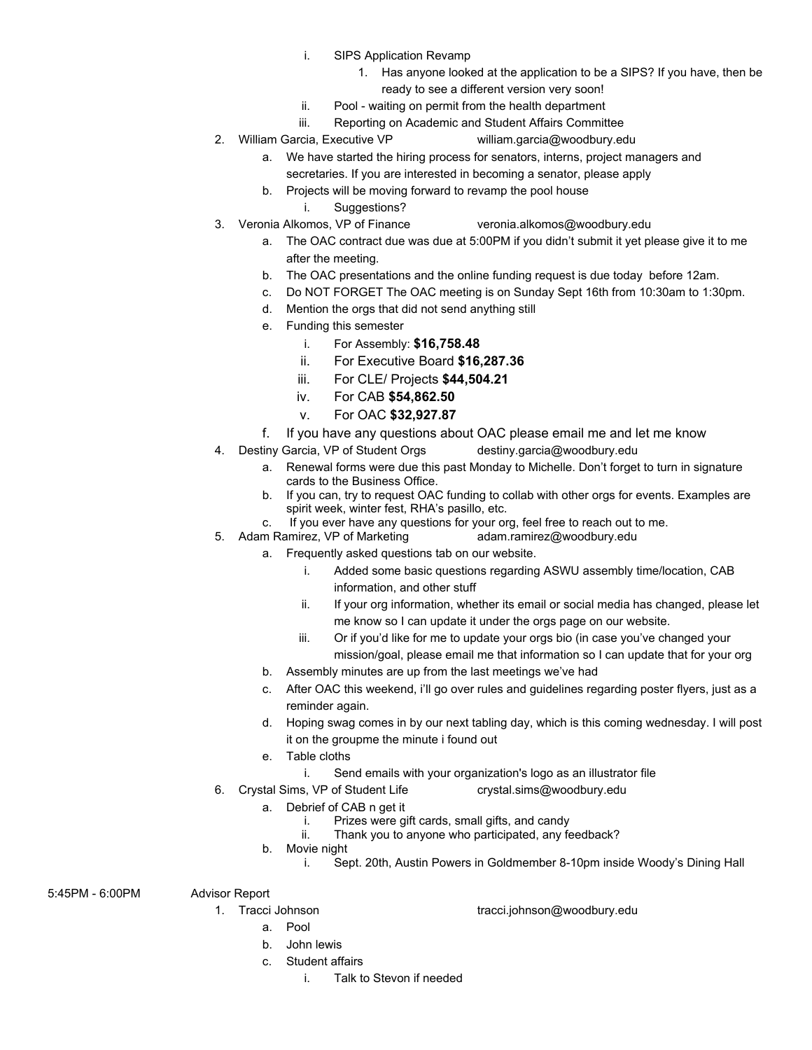- i. SIPS Application Revamp
        1. Has anyone looked at the application to be a SIPS? If you have, then be ready to see a different version very soon!
      - ii. Pool - waiting on permit from the health department
      - iii. Reporting on Academic and Student Affairs Committee

2. William Garcia, Executive VP william.garcia@woodbury.edu
   - a. We have started the hiring process for senators, interns, project managers and secretaries. If you are interested in becoming a senator, please apply
   - b. Projects will be moving forward to revamp the pool house
     - i. Suggestions?
3. Veronia Alkomos, VP of Finance veronia.alkomos@woodbury.edu
   - a. The OAC contract due was due at 5:00PM if you didn't submit it yet please give it to me after the meeting.
   - b. The OAC presentations and the online funding request is due today before 12am.
   - c. Do NOT FORGET The OAC meeting is on Sunday Sept 16th from 10:30am to 1:30pm.
   - d. Mention the orgs that did not send anything still
   - e. Funding this semester
     - i. For Assembly: **$16,758.48**
     - ii. For Executive Board **$16,287.36**
     - iii. For CLE/ Projects **$44,504.21**
     - iv. For CAB **$54,862.50**
     - v. For OAC **$32,927.87**
   - f. If you have any questions about OAC please email me and let me know
4. Destiny Garcia, VP of Student Orgs destiny.garcia@woodbury.edu
   - a. Renewal forms were due this past Monday to Michelle. Don't forget to turn in signature cards to the Business Office.
   - b. If you can, try to request OAC funding to collab with other orgs for events. Examples are spirit week, winter fest, RHA's pasillo, etc.
   - c. If you ever have any questions for your org, feel free to reach out to me.
5. Adam Ramirez, VP of Marketing adam.ramirez@woodbury.edu
   - a. Frequently asked questions tab on our website.
     - i. Added some basic questions regarding ASWU assembly time/location, CAB information, and other stuff
     - ii. If your org information, whether its email or social media has changed, please let me know so I can update it under the orgs page on our website.
     - iii. Or if you'd like for me to update your orgs bio (in case you've changed your mission/goal, please email me that information so I can update that for your org
   - b. Assembly minutes are up from the last meetings we've had
   - c. After OAC this weekend, i'll go over rules and guidelines regarding poster flyers, just as a reminder again.
   - d. Hoping swag comes in by our next tabling day, which is this coming wednesday. I will post it on the groupme the minute i found out
   - e. Table cloths
     - i. Send emails with your organization's logo as an illustrator file
6. Crystal Sims, VP of Student Life crystal.sims@woodbury.edu
   - a. Debrief of CAB n get it
     - i. Prizes were gift cards, small gifts, and candy
     - ii. Thank you to anyone who participated, any feedback?
   - b. Movie night
     - i. Sept. 20th, Austin Powers in Goldmember 8-10pm inside Woody's Dining Hall

5:45PM - 6:00PM Advisor Report

1. Tracci Johnson tracci.johnson@woodbury.edu
   - a. Pool
   - b. John lewis
   - c. Student affairs
     - i. Talk to Stevon if needed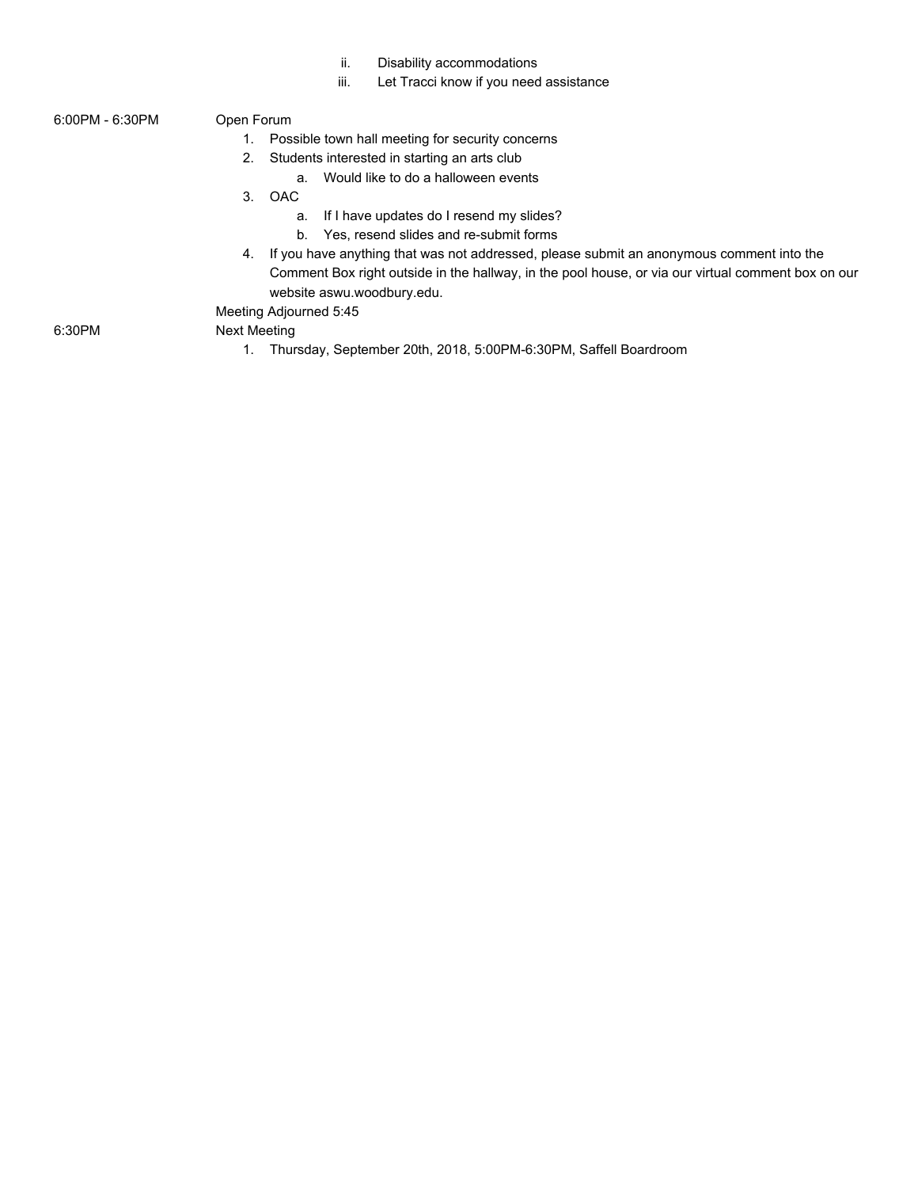ii. Disability accommodations
iii. Let Tracci know if you need assistance

| | | |
|---|---|---|
| 6:00PM - 6:30PM | Open Forum | |

1. Possible town hall meeting for security concerns
2. Students interested in starting an arts club
   a. Would like to do a halloween events
3. OAC
   a. If I have updates do I resend my slides?
   b. Yes, resend slides and re-submit forms
4. If you have anything that was not addressed, please submit an anonymous comment into the Comment Box right outside in the hallway, in the pool house, or via our virtual comment box on our website aswu.woodbury.edu.

Meeting Adjourned 5:45

6:30PM — Next Meeting

1. Thursday, September 20th, 2018, 5:00PM-6:30PM, Saffell Boardroom